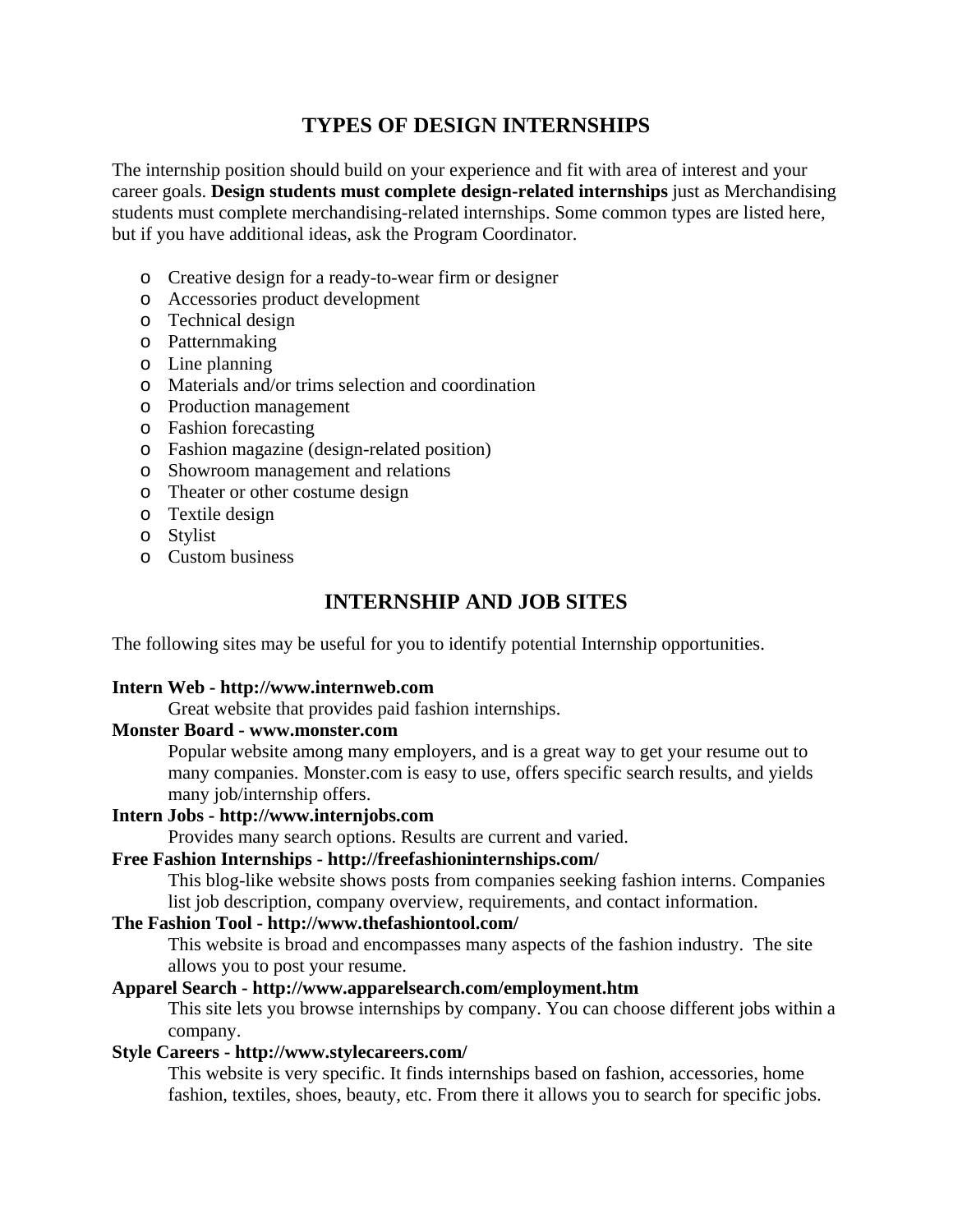# TYPES OF DESIGN INTERNSHIPS

The internship position should build on your experience and fit with area of interest and your career goals. **Design students must complete design-related internships** just as Merchandising students must complete merchandising-related internships. Some common types are listed here, but if you have additional ideas, ask the Program Coordinator.

- Creative design for a ready-to-wear firm or designer
- Accessories product development
- Technical design
- Patternmaking
- Line planning
- Materials and/or trims selection and coordination
- Production management
- Fashion forecasting
- Fashion magazine (design-related position)
- Showroom management and relations
- Theater or other costume design
- Textile design
- Stylist
- Custom business

# INTERNSHIP AND JOB SITES

The following sites may be useful for you to identify potential Internship opportunities.

**Intern Web - http://www.internweb.com**
Great website that provides paid fashion internships.

**Monster Board - www.monster.com**
Popular website among many employers, and is a great way to get your resume out to many companies. Monster.com is easy to use, offers specific search results, and yields many job/internship offers.

**Intern Jobs - http://www.internjobs.com**
Provides many search options. Results are current and varied.

**Free Fashion Internships - http://freefashioninternships.com/**
This blog-like website shows posts from companies seeking fashion interns. Companies list job description, company overview, requirements, and contact information.

**The Fashion Tool - http://www.thefashiontool.com/**
This website is broad and encompasses many aspects of the fashion industry. The site allows you to post your resume.

**Apparel Search - http://www.apparelsearch.com/employment.htm**
This site lets you browse internships by company. You can choose different jobs within a company.

**Style Careers - http://www.stylecareers.com/**
This website is very specific. It finds internships based on fashion, accessories, home fashion, textiles, shoes, beauty, etc. From there it allows you to search for specific jobs.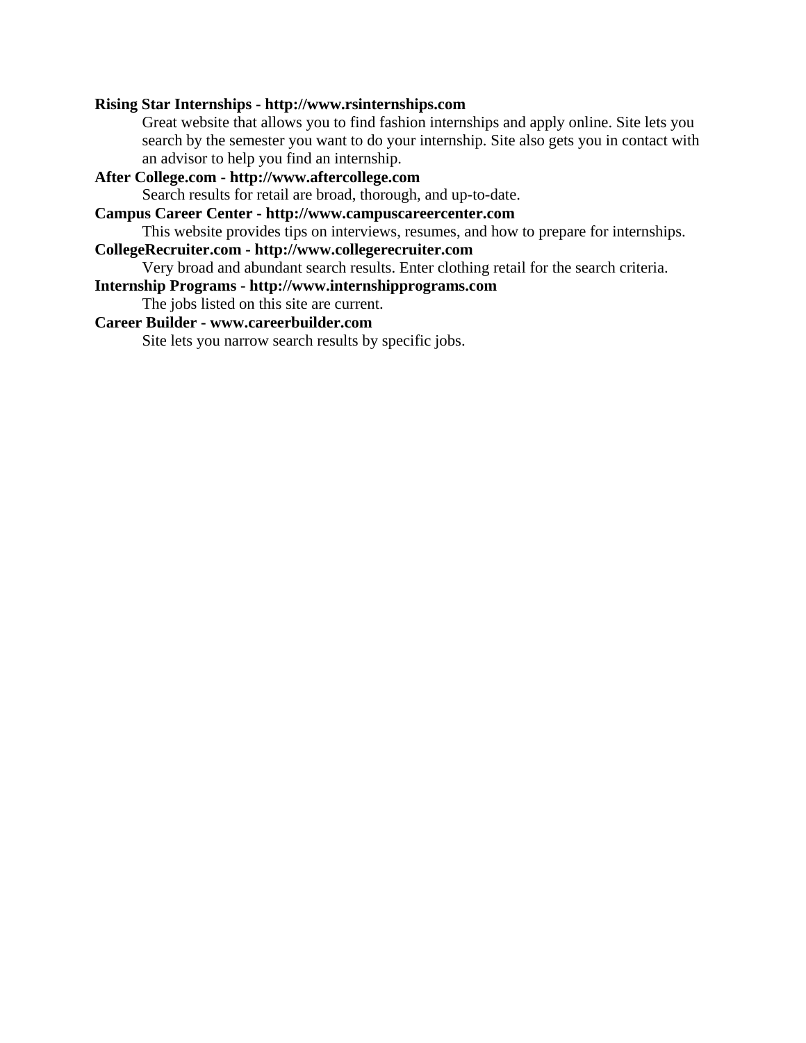**Rising Star Internships - http://www.rsinternships.com**

Great website that allows you to find fashion internships and apply online. Site lets you search by the semester you want to do your internship. Site also gets you in contact with an advisor to help you find an internship.

**After College.com - http://www.aftercollege.com**

Search results for retail are broad, thorough, and up-to-date.

**Campus Career Center - http://www.campuscareercenter.com**

This website provides tips on interviews, resumes, and how to prepare for internships.

**CollegeRecruiter.com - http://www.collegerecruiter.com**

Very broad and abundant search results. Enter clothing retail for the search criteria.

**Internship Programs - http://www.internshipprograms.com**

The jobs listed on this site are current.

**Career Builder - www.careerbuilder.com**

Site lets you narrow search results by specific jobs.